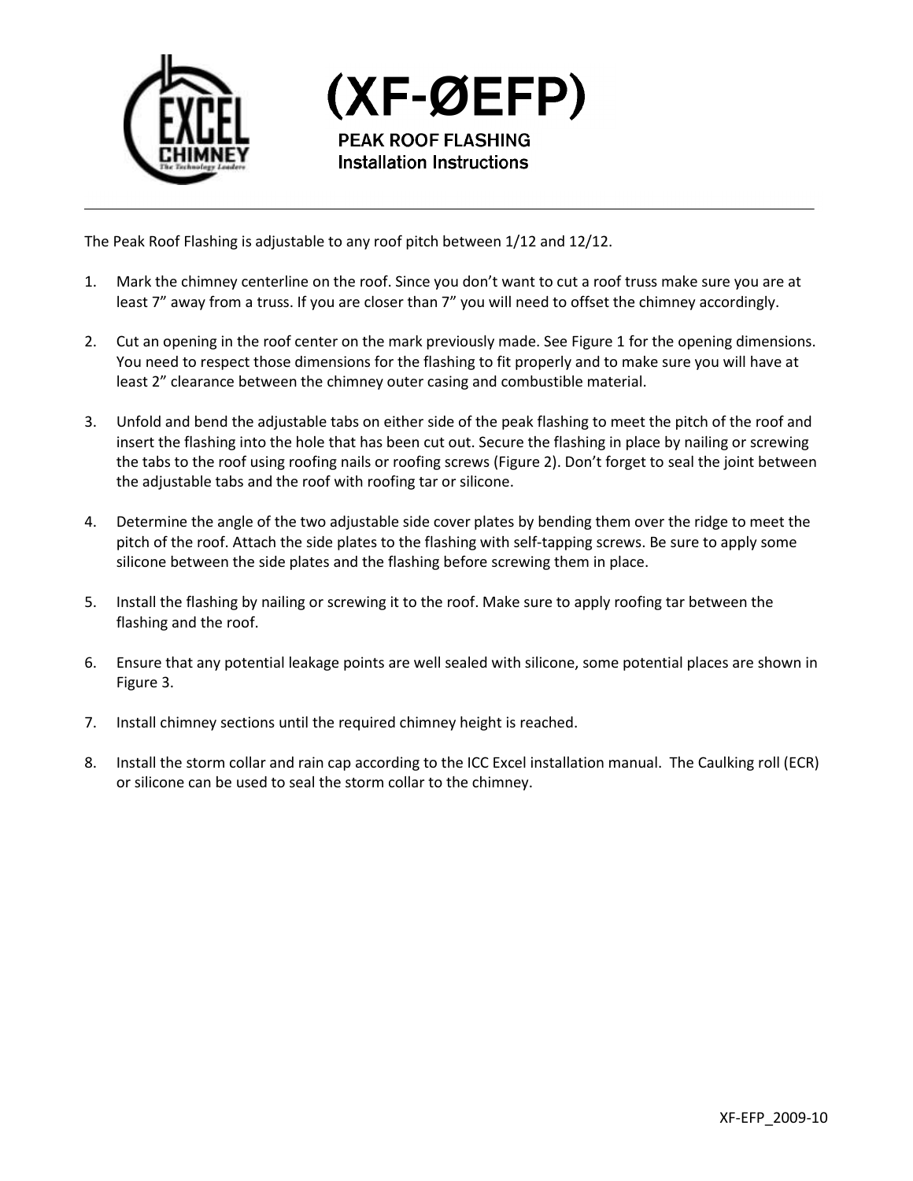# (XF-ØEFP)

## PEAK ROOF FLASHING
## Installation Instructions

The Peak Roof Flashing is adjustable to any roof pitch between 1/12 and 12/12.

1. Mark the chimney centerline on the roof. Since you don't want to cut a roof truss make sure you are at least 7" away from a truss. If you are closer than 7" you will need to offset the chimney accordingly.

2. Cut an opening in the roof center on the mark previously made. See Figure 1 for the opening dimensions. You need to respect those dimensions for the flashing to fit properly and to make sure you will have at least 2" clearance between the chimney outer casing and combustible material.

3. Unfold and bend the adjustable tabs on either side of the peak flashing to meet the pitch of the roof and insert the flashing into the hole that has been cut out. Secure the flashing in place by nailing or screwing the tabs to the roof using roofing nails or roofing screws (Figure 2). Don't forget to seal the joint between the adjustable tabs and the roof with roofing tar or silicone.

4. Determine the angle of the two adjustable side cover plates by bending them over the ridge to meet the pitch of the roof. Attach the side plates to the flashing with self-tapping screws. Be sure to apply some silicone between the side plates and the flashing before screwing them in place.

5. Install the flashing by nailing or screwing it to the roof. Make sure to apply roofing tar between the flashing and the roof.

6. Ensure that any potential leakage points are well sealed with silicone, some potential places are shown in Figure 3.

7. Install chimney sections until the required chimney height is reached.

8. Install the storm collar and rain cap according to the ICC Excel installation manual. The Caulking roll (ECR) or silicone can be used to seal the storm collar to the chimney.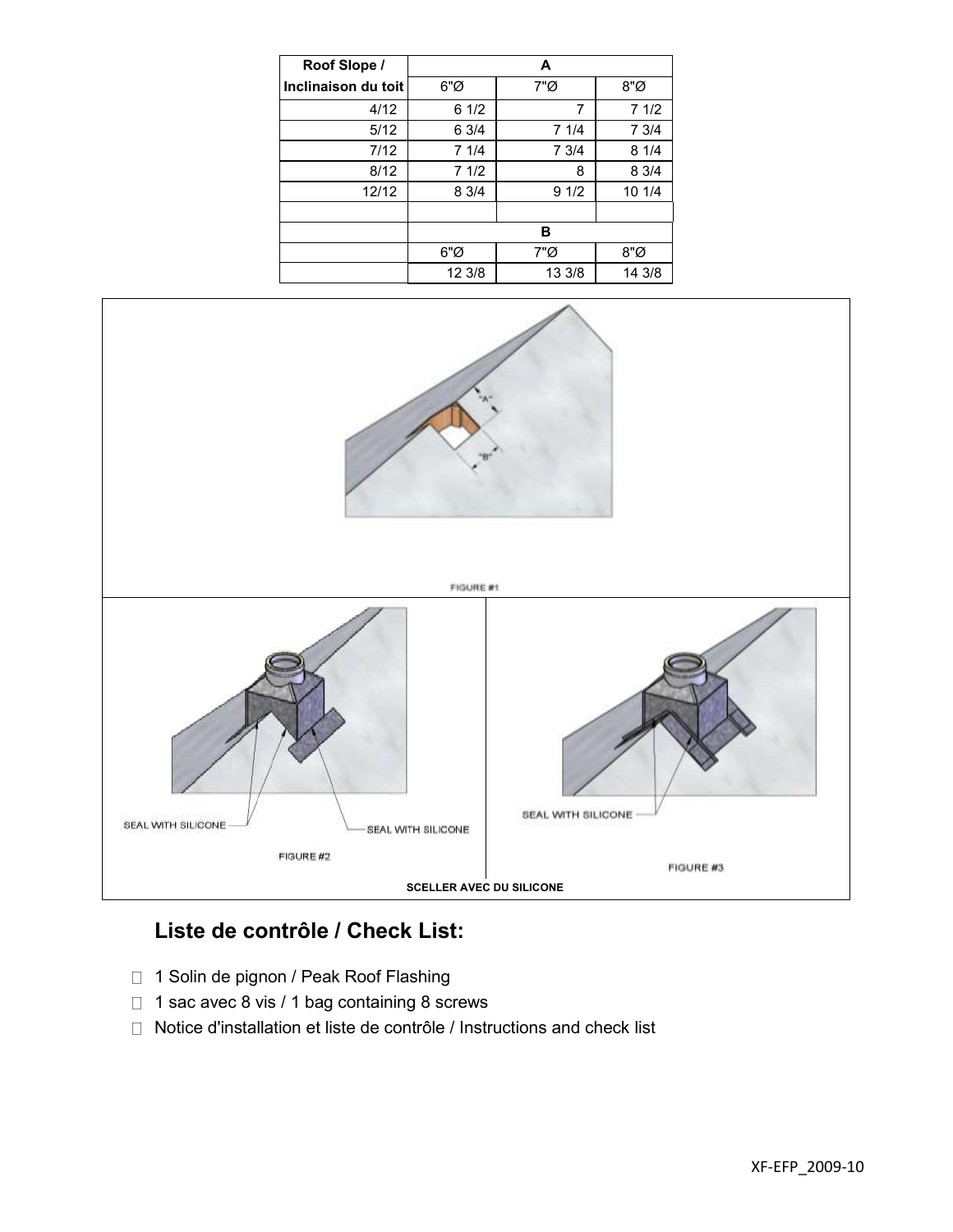| Roof Slope / Inclinaison du toit | A | | |
|---|---|---|---|
| | 6"Ø | 7"Ø | 8"Ø |
| 4/12 | 6 1/2 | 7 | 7 1/2 |
| 5/12 | 6 3/4 | 7 1/4 | 7 3/4 |
| 7/12 | 7 1/4 | 7 3/4 | 8 1/4 |
| 8/12 | 7 1/2 | 8 | 8 3/4 |
| 12/12 | 8 3/4 | 9 1/2 | 10 1/4 |
| | | | |
| | B | | |
| | 6"Ø | 7"Ø | 8"Ø |
| | 12 3/8 | 13 3/8 | 14 3/8 |

"A"

"B"

FIGURE #1

SEAL WITH SILICONE

SEAL WITH SILICONE

FIGURE #2

SEAL WITH SILICONE

FIGURE #3

**SCELLER AVEC DU SILICONE**

## Liste de contrôle / Check List:

- 1 Solin de pignon / Peak Roof Flashing
- 1 sac avec 8 vis / 1 bag containing 8 screws
- Notice d'installation et liste de contrôle / Instructions and check list

XF-EFP_2009-10